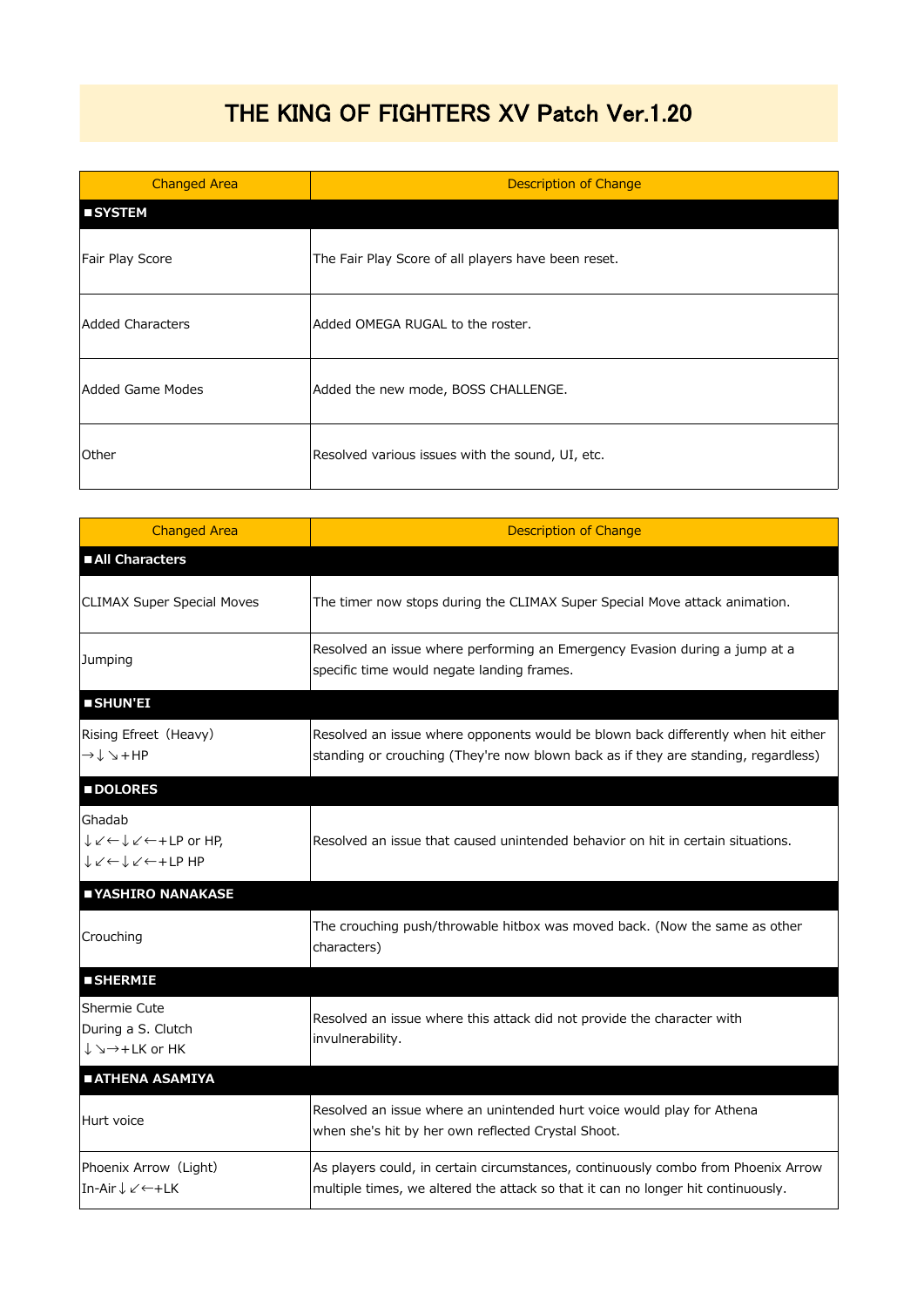# THE KING OF FIGHTERS XV Patch Ver.1.20

| Changed Area | Description of Change |
|---|---|
| **■SYSTEM** | |
| Fair Play Score | The Fair Play Score of all players have been reset. |
| Added Characters | Added OMEGA RUGAL to the roster. |
| Added Game Modes | Added the new mode, BOSS CHALLENGE. |
| Other | Resolved various issues with the sound, UI, etc. |

| Changed Area | Description of Change |
|---|---|
| **■All Characters** | |
| CLIMAX Super Special Moves | The timer now stops during the CLIMAX Super Special Move attack animation. |
| Jumping | Resolved an issue where performing an Emergency Evasion during a jump at a specific time would negate landing frames. |
| **■SHUN'EI** | |
| Rising Efreet（Heavy）<br>→↓↘+HP | Resolved an issue where opponents would be blown back differently when hit either standing or crouching (They're now blown back as if they are standing, regardless) |
| **■DOLORES** | |
| Ghadab<br>↓↙←↓↙←+LP or HP,<br>↓↙←↓↙←+LP HP | Resolved an issue that caused unintended behavior on hit in certain situations. |
| **■YASHIRO NANAKASE** | |
| Crouching | The crouching push/throwable hitbox was moved back. (Now the same as other characters) |
| **■SHERMIE** | |
| Shermie Cute<br>During a S. Clutch<br>↓↘→+LK or HK | Resolved an issue where this attack did not provide the character with invulnerability. |
| **■ATHENA ASAMIYA** | |
| Hurt voice | Resolved an issue where an unintended hurt voice would play for Athena when she's hit by her own reflected Crystal Shoot. |
| Phoenix Arrow（Light）<br>In-Air↓↙←+LK | As players could, in certain circumstances, continuously combo from Phoenix Arrow multiple times, we altered the attack so that it can no longer hit continuously. |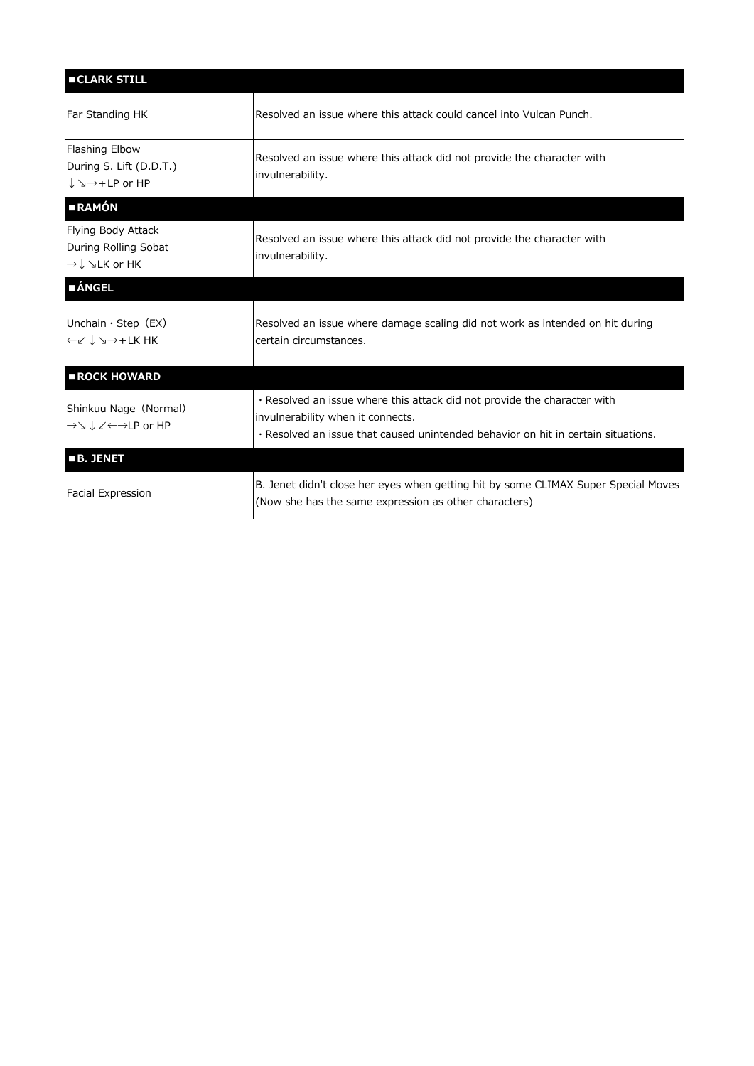| ■CLARK STILL | |
|---|---|
| Far Standing HK | Resolved an issue where this attack could cancel into Vulcan Punch. |
| Flashing Elbow<br>During S. Lift (D.D.T.)<br>↓↘→+LP or HP | Resolved an issue where this attack did not provide the character with invulnerability. |
| **■RAMÓN** | |
| Flying Body Attack<br>During Rolling Sobat<br>→↓↘LK or HK | Resolved an issue where this attack did not provide the character with invulnerability. |
| **■ÁNGEL** | |
| Unchain・Step（EX）<br>←↙↓↘→+LK HK | Resolved an issue where damage scaling did not work as intended on hit during certain circumstances. |
| **■ROCK HOWARD** | |
| Shinkuu Nage（Normal）<br>→↘↓↙←→LP or HP | ・Resolved an issue where this attack did not provide the character with invulnerability when it connects.<br>・Resolved an issue that caused unintended behavior on hit in certain situations. |
| **■B. JENET** | |
| Facial Expression | B. Jenet didn't close her eyes when getting hit by some CLIMAX Super Special Moves (Now she has the same expression as other characters) |